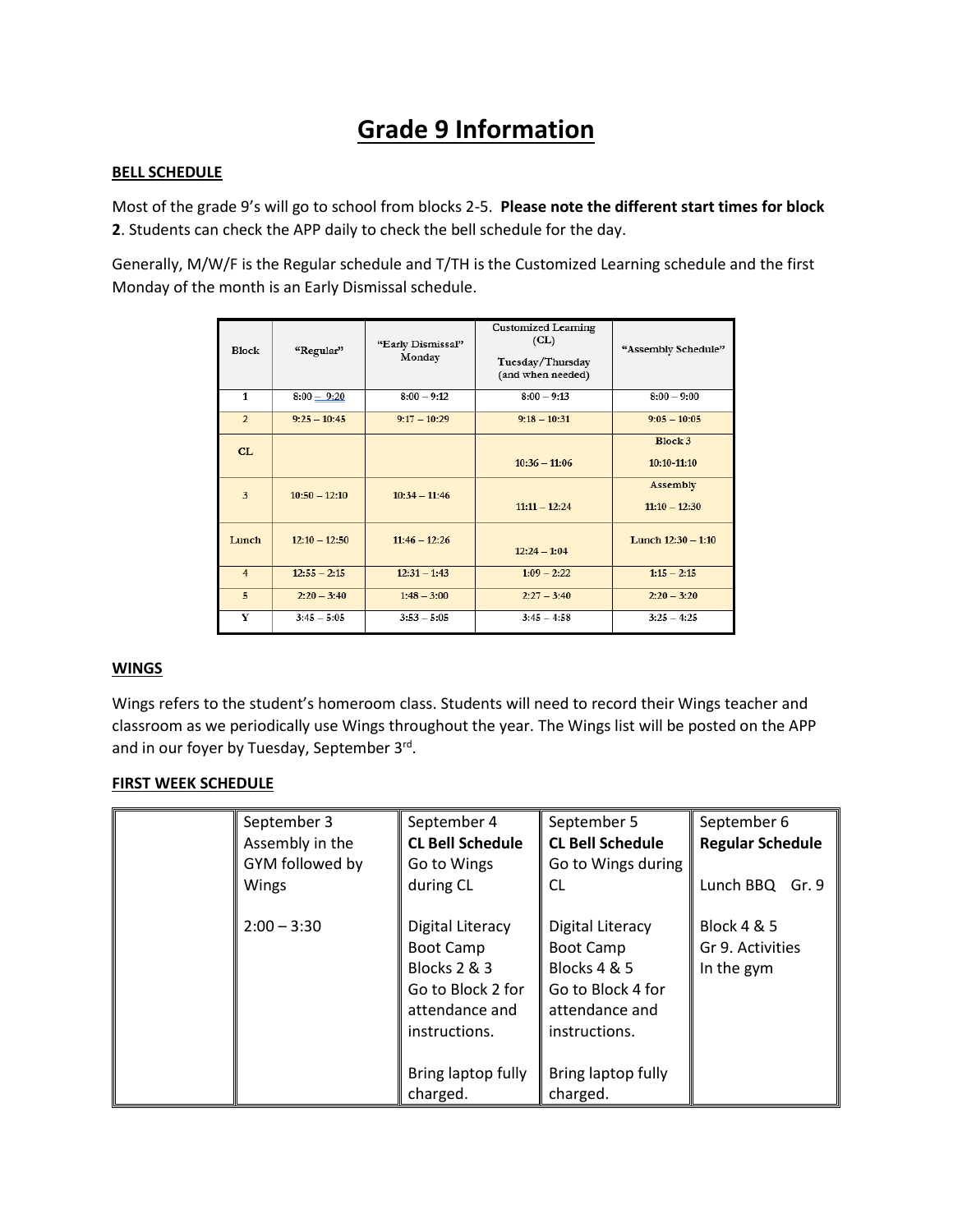# Grade 9 Information

**BELL SCHEDULE**

Most of the grade 9's will go to school from blocks 2-5. **Please note the different start times for block 2**. Students can check the APP daily to check the bell schedule for the day.

Generally, M/W/F is the Regular schedule and T/TH is the Customized Learning schedule and the first Monday of the month is an Early Dismissal schedule.

| Block | "Regular" | "Early Dismissal" Monday | Customized Learning (CL) Tuesday/Thursday (and when needed) | "Assembly Schedule" |
|---|---|---|---|---|
| 1 | 8:00 – 9:20 | 8:00 – 9:12 | 8:00 – 9:13 | 8:00 – 9:00 |
| 2 | 9:25 – 10:45 | 9:17 – 10:29 | 9:18 – 10:31 | 9:05 – 10:05 |
| CL | | | 10:36 – 11:06 | Block 3 10:10-11:10 |
| 3 | 10:50 – 12:10 | 10:34 – 11:46 | 11:11 – 12:24 | Assembly 11:10 – 12:30 |
| Lunch | 12:10 – 12:50 | 11:46 – 12:26 | 12:24 – 1:04 | Lunch 12:30 – 1:10 |
| 4 | 12:55 – 2:15 | 12:31 – 1:43 | 1:09 – 2:22 | 1:15 – 2:15 |
| 5 | 2:20 – 3:40 | 1:48 – 3:00 | 2:27 – 3:40 | 2:20 – 3:20 |
| Y | 3:45 – 5:05 | 3:53 – 5:05 | 3:45 – 4:58 | 3:25 – 4:25 |

**WINGS**

Wings refers to the student's homeroom class. Students will need to record their Wings teacher and classroom as we periodically use Wings throughout the year. The Wings list will be posted on the APP and in our foyer by Tuesday, September 3rd.

**FIRST WEEK SCHEDULE**

| | September 3 | September 4 | September 5 | September 6 |
|---|---|---|---|---|
| | Assembly in the GYM followed by Wings<br><br>2:00 – 3:30 | **CL Bell Schedule**<br>Go to Wings during CL<br><br>Digital Literacy Boot Camp Blocks 2 & 3<br>Go to Block 2 for attendance and instructions.<br><br>Bring laptop fully charged. | **CL Bell Schedule**<br>Go to Wings during CL<br><br>Digital Literacy Boot Camp Blocks 4 & 5<br>Go to Block 4 for attendance and instructions.<br><br>Bring laptop fully charged. | **Regular Schedule**<br><br>Lunch BBQ Gr. 9<br><br>Block 4 & 5<br>Gr 9. Activities<br>In the gym |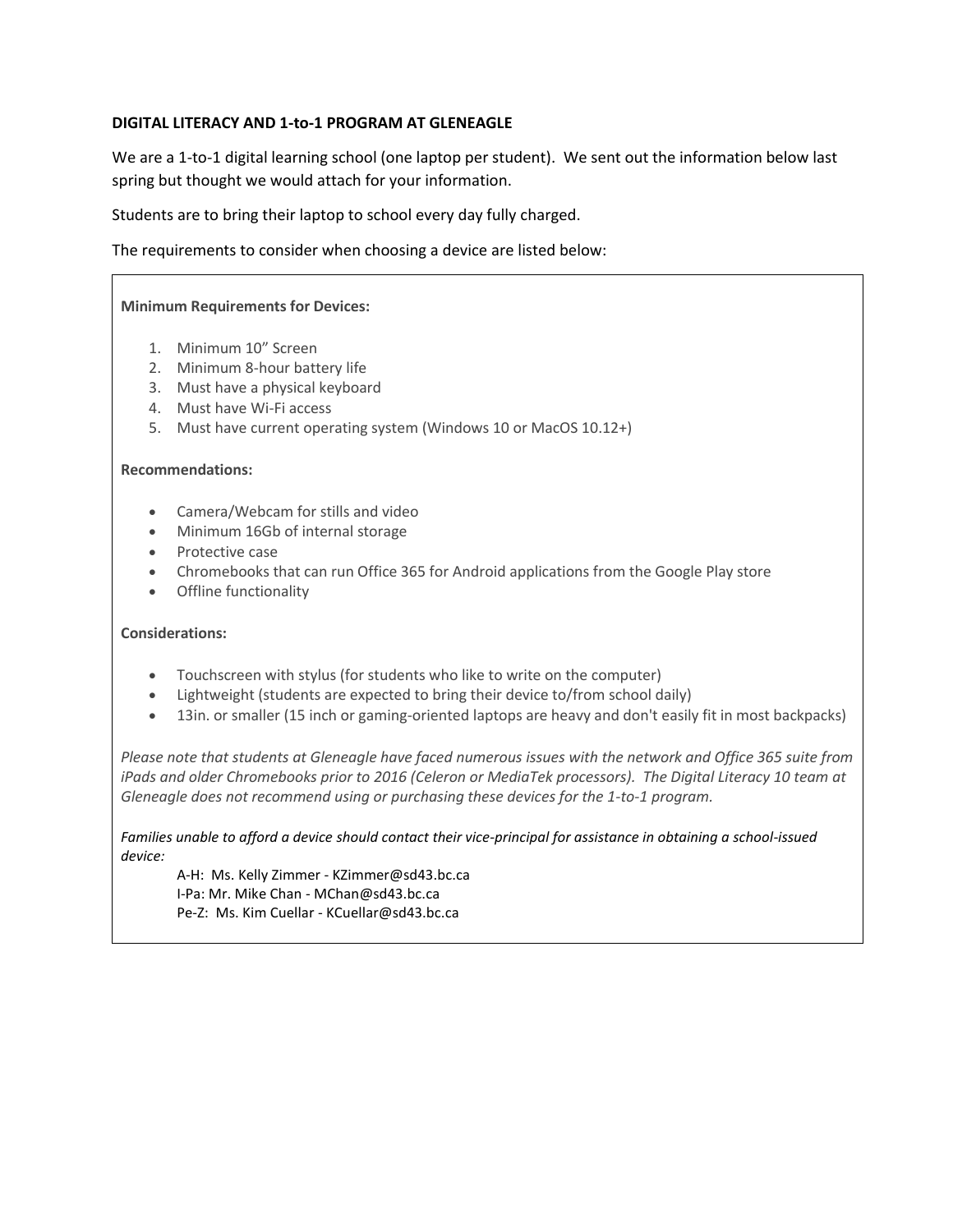**DIGITAL LITERACY AND 1-to-1 PROGRAM AT GLENEAGLE**

We are a 1-to-1 digital learning school (one laptop per student). We sent out the information below last spring but thought we would attach for your information.

Students are to bring their laptop to school every day fully charged.

The requirements to consider when choosing a device are listed below:

**Minimum Requirements for Devices:**

1. Minimum 10" Screen
2. Minimum 8-hour battery life
3. Must have a physical keyboard
4. Must have Wi-Fi access
5. Must have current operating system (Windows 10 or MacOS 10.12+)

**Recommendations:**

- Camera/Webcam for stills and video
- Minimum 16Gb of internal storage
- Protective case
- Chromebooks that can run Office 365 for Android applications from the Google Play store
- Offline functionality

**Considerations:**

- Touchscreen with stylus (for students who like to write on the computer)
- Lightweight (students are expected to bring their device to/from school daily)
- 13in. or smaller (15 inch or gaming-oriented laptops are heavy and don't easily fit in most backpacks)

*Please note that students at Gleneagle have faced numerous issues with the network and Office 365 suite from iPads and older Chromebooks prior to 2016 (Celeron or MediaTek processors). The Digital Literacy 10 team at Gleneagle does not recommend using or purchasing these devices for the 1-to-1 program.*

*Families unable to afford a device should contact their vice-principal for assistance in obtaining a school-issued device:*

A-H: Ms. Kelly Zimmer - KZimmer@sd43.bc.ca
I-Pa: Mr. Mike Chan - MChan@sd43.bc.ca
Pe-Z: Ms. Kim Cuellar - KCuellar@sd43.bc.ca